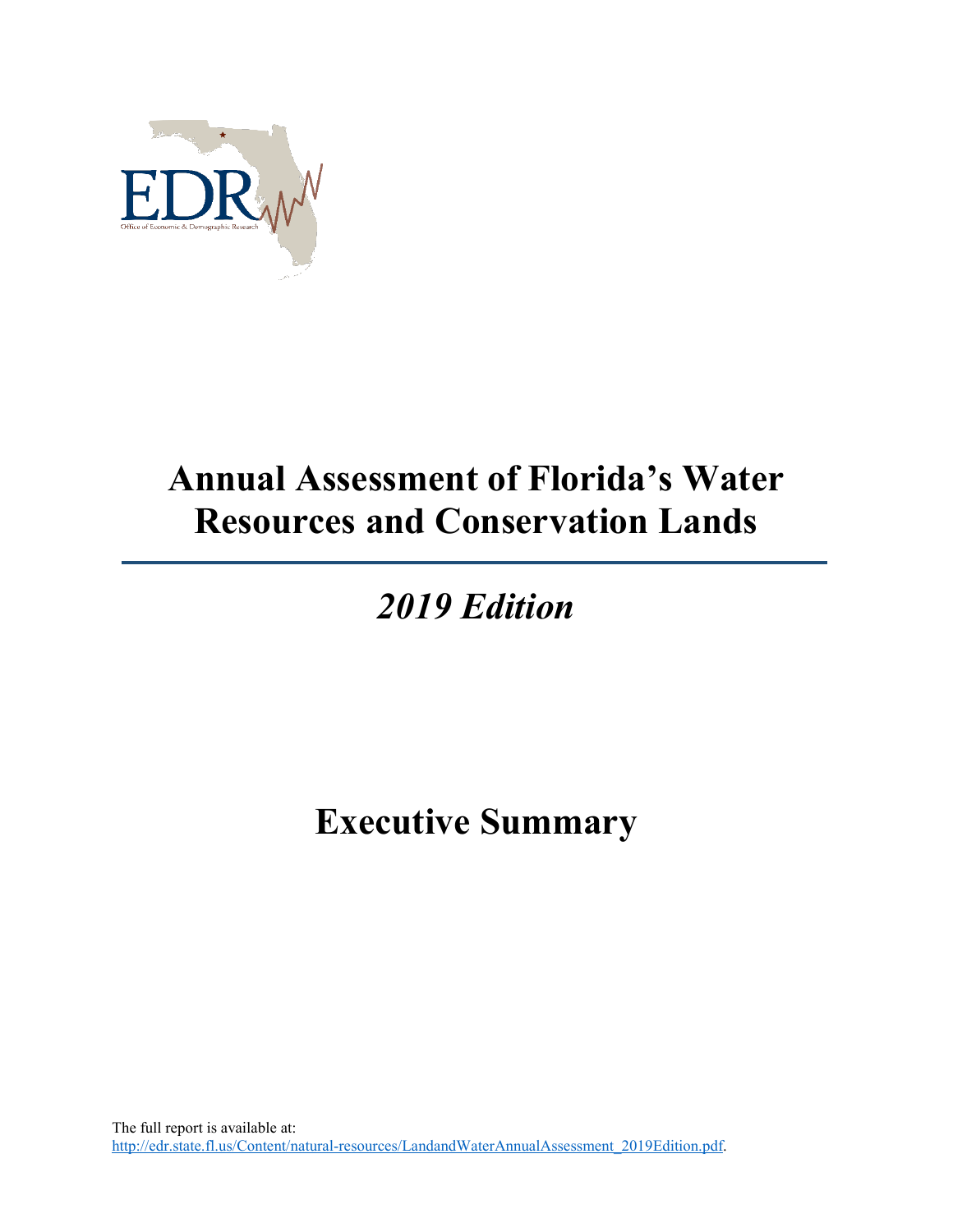EDR

Office of Economic & Demographic Research

# Annual Assessment of Florida's Water Resources and Conservation Lands

## *2019 Edition*

# Executive Summary

The full report is available at:
http://edr.state.fl.us/Content/natural-resources/LandandWaterAnnualAssessment_2019Edition.pdf.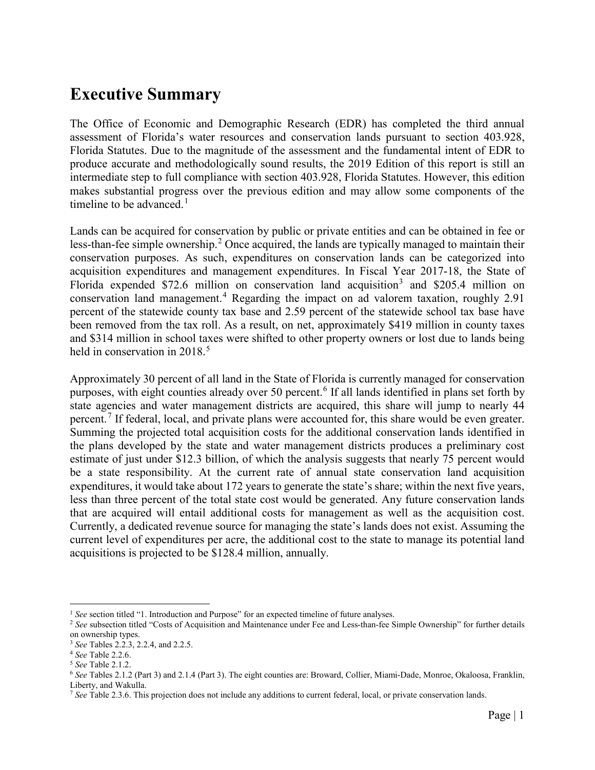# Executive Summary

The Office of Economic and Demographic Research (EDR) has completed the third annual assessment of Florida's water resources and conservation lands pursuant to section 403.928, Florida Statutes. Due to the magnitude of the assessment and the fundamental intent of EDR to produce accurate and methodologically sound results, the 2019 Edition of this report is still an intermediate step to full compliance with section 403.928, Florida Statutes. However, this edition makes substantial progress over the previous edition and may allow some components of the timeline to be advanced.[1]

Lands can be acquired for conservation by public or private entities and can be obtained in fee or less-than-fee simple ownership.[2] Once acquired, the lands are typically managed to maintain their conservation purposes. As such, expenditures on conservation lands can be categorized into acquisition expenditures and management expenditures. In Fiscal Year 2017-18, the State of Florida expended $72.6 million on conservation land acquisition[3] and $205.4 million on conservation land management.[4] Regarding the impact on ad valorem taxation, roughly 2.91 percent of the statewide county tax base and 2.59 percent of the statewide school tax base have been removed from the tax roll. As a result, on net, approximately $419 million in county taxes and $314 million in school taxes were shifted to other property owners or lost due to lands being held in conservation in 2018.[5]

Approximately 30 percent of all land in the State of Florida is currently managed for conservation purposes, with eight counties already over 50 percent.[6] If all lands identified in plans set forth by state agencies and water management districts are acquired, this share will jump to nearly 44 percent.[7] If federal, local, and private plans were accounted for, this share would be even greater. Summing the projected total acquisition costs for the additional conservation lands identified in the plans developed by the state and water management districts produces a preliminary cost estimate of just under $12.3 billion, of which the analysis suggests that nearly 75 percent would be a state responsibility. At the current rate of annual state conservation land acquisition expenditures, it would take about 172 years to generate the state's share; within the next five years, less than three percent of the total state cost would be generated. Any future conservation lands that are acquired will entail additional costs for management as well as the acquisition cost. Currently, a dedicated revenue source for managing the state's lands does not exist. Assuming the current level of expenditures per acre, the additional cost to the state to manage its potential land acquisitions is projected to be $128.4 million, annually.

---

[1] *See* section titled "1. Introduction and Purpose" for an expected timeline of future analyses.

[2] *See* subsection titled "Costs of Acquisition and Maintenance under Fee and Less-than-fee Simple Ownership" for further details on ownership types.

[3] *See* Tables 2.2.3, 2.2.4, and 2.2.5.

[4] *See* Table 2.2.6.

[5] *See* Table 2.1.2.

[6] *See* Tables 2.1.2 (Part 3) and 2.1.4 (Part 3). The eight counties are: Broward, Collier, Miami-Dade, Monroe, Okaloosa, Franklin, Liberty, and Wakulla.

[7] *See* Table 2.3.6. This projection does not include any additions to current federal, local, or private conservation lands.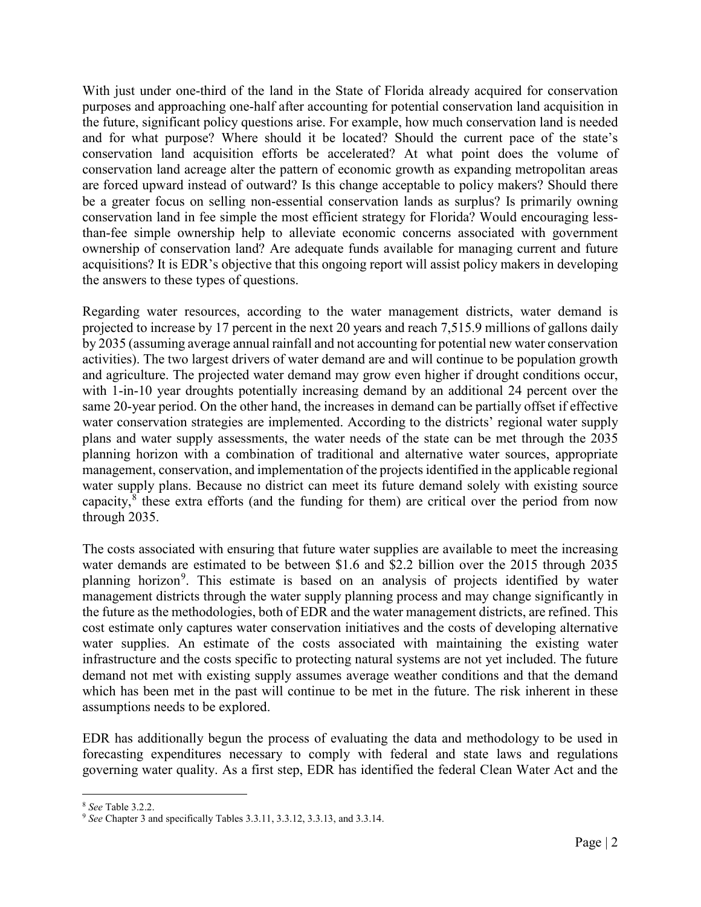With just under one-third of the land in the State of Florida already acquired for conservation purposes and approaching one-half after accounting for potential conservation land acquisition in the future, significant policy questions arise. For example, how much conservation land is needed and for what purpose? Where should it be located? Should the current pace of the state's conservation land acquisition efforts be accelerated? At what point does the volume of conservation land acreage alter the pattern of economic growth as expanding metropolitan areas are forced upward instead of outward? Is this change acceptable to policy makers? Should there be a greater focus on selling non-essential conservation lands as surplus? Is primarily owning conservation land in fee simple the most efficient strategy for Florida? Would encouraging less-than-fee simple ownership help to alleviate economic concerns associated with government ownership of conservation land? Are adequate funds available for managing current and future acquisitions? It is EDR's objective that this ongoing report will assist policy makers in developing the answers to these types of questions.

Regarding water resources, according to the water management districts, water demand is projected to increase by 17 percent in the next 20 years and reach 7,515.9 millions of gallons daily by 2035 (assuming average annual rainfall and not accounting for potential new water conservation activities). The two largest drivers of water demand are and will continue to be population growth and agriculture. The projected water demand may grow even higher if drought conditions occur, with 1-in-10 year droughts potentially increasing demand by an additional 24 percent over the same 20-year period. On the other hand, the increases in demand can be partially offset if effective water conservation strategies are implemented. According to the districts' regional water supply plans and water supply assessments, the water needs of the state can be met through the 2035 planning horizon with a combination of traditional and alternative water sources, appropriate management, conservation, and implementation of the projects identified in the applicable regional water supply plans. Because no district can meet its future demand solely with existing source capacity,[8] these extra efforts (and the funding for them) are critical over the period from now through 2035.

The costs associated with ensuring that future water supplies are available to meet the increasing water demands are estimated to be between \$1.6 and \$2.2 billion over the 2015 through 2035 planning horizon[9]. This estimate is based on an analysis of projects identified by water management districts through the water supply planning process and may change significantly in the future as the methodologies, both of EDR and the water management districts, are refined. This cost estimate only captures water conservation initiatives and the costs of developing alternative water supplies. An estimate of the costs associated with maintaining the existing water infrastructure and the costs specific to protecting natural systems are not yet included. The future demand not met with existing supply assumes average weather conditions and that the demand which has been met in the past will continue to be met in the future. The risk inherent in these assumptions needs to be explored.

EDR has additionally begun the process of evaluating the data and methodology to be used in forecasting expenditures necessary to comply with federal and state laws and regulations governing water quality. As a first step, EDR has identified the federal Clean Water Act and the

---

[8] *See* Table 3.2.2.

[9] *See* Chapter 3 and specifically Tables 3.3.11, 3.3.12, 3.3.13, and 3.3.14.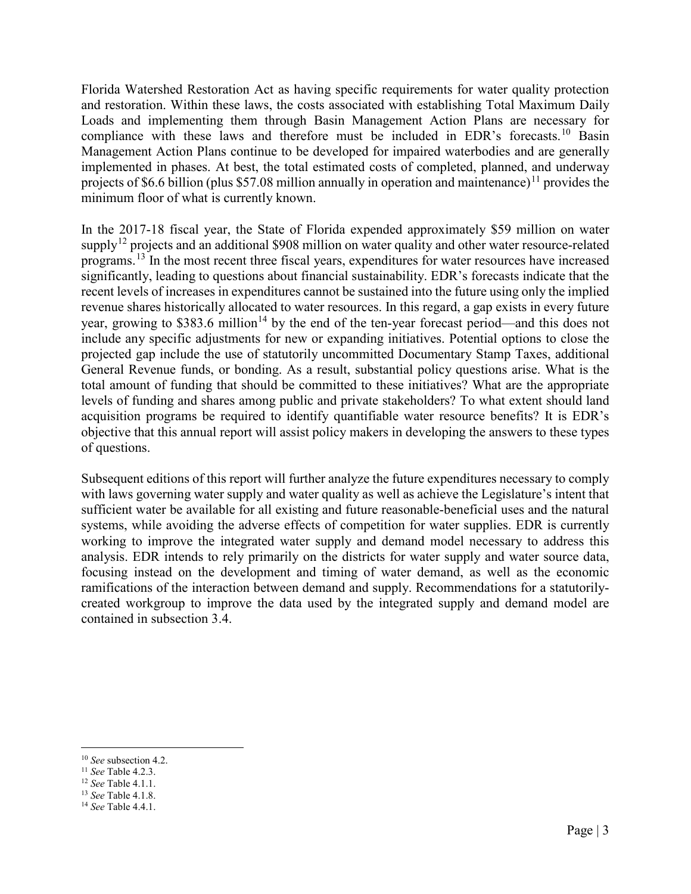Florida Watershed Restoration Act as having specific requirements for water quality protection and restoration. Within these laws, the costs associated with establishing Total Maximum Daily Loads and implementing them through Basin Management Action Plans are necessary for compliance with these laws and therefore must be included in EDR's forecasts.[10] Basin Management Action Plans continue to be developed for impaired waterbodies and are generally implemented in phases. At best, the total estimated costs of completed, planned, and underway projects of \$6.6 billion (plus \$57.08 million annually in operation and maintenance)[11] provides the minimum floor of what is currently known.

In the 2017-18 fiscal year, the State of Florida expended approximately \$59 million on water supply[12] projects and an additional \$908 million on water quality and other water resource-related programs.[13] In the most recent three fiscal years, expenditures for water resources have increased significantly, leading to questions about financial sustainability. EDR's forecasts indicate that the recent levels of increases in expenditures cannot be sustained into the future using only the implied revenue shares historically allocated to water resources. In this regard, a gap exists in every future year, growing to \$383.6 million[14] by the end of the ten-year forecast period—and this does not include any specific adjustments for new or expanding initiatives. Potential options to close the projected gap include the use of statutorily uncommitted Documentary Stamp Taxes, additional General Revenue funds, or bonding. As a result, substantial policy questions arise. What is the total amount of funding that should be committed to these initiatives? What are the appropriate levels of funding and shares among public and private stakeholders? To what extent should land acquisition programs be required to identify quantifiable water resource benefits? It is EDR's objective that this annual report will assist policy makers in developing the answers to these types of questions.

Subsequent editions of this report will further analyze the future expenditures necessary to comply with laws governing water supply and water quality as well as achieve the Legislature's intent that sufficient water be available for all existing and future reasonable-beneficial uses and the natural systems, while avoiding the adverse effects of competition for water supplies. EDR is currently working to improve the integrated water supply and demand model necessary to address this analysis. EDR intends to rely primarily on the districts for water supply and water source data, focusing instead on the development and timing of water demand, as well as the economic ramifications of the interaction between demand and supply. Recommendations for a statutorily-created workgroup to improve the data used by the integrated supply and demand model are contained in subsection 3.4.

---

[10] *See* subsection 4.2.

[11] *See* Table 4.2.3.

[12] *See* Table 4.1.1.

[13] *See* Table 4.1.8.

[14] *See* Table 4.4.1.